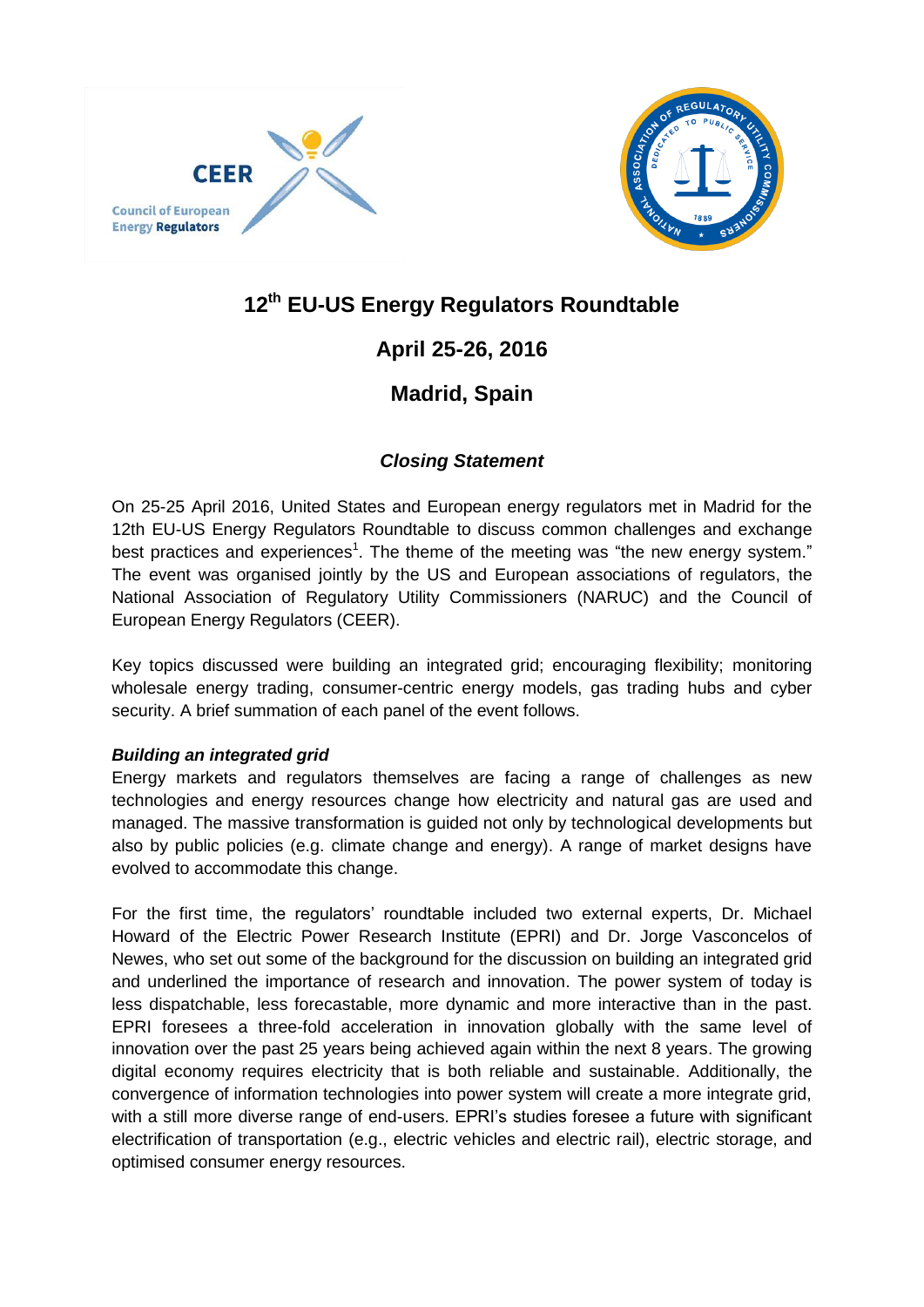# 12th EU-US Energy Regulators Roundtable

## April 25-26, 2016

## Madrid, Spain

### *Closing Statement*

On 25-25 April 2016, United States and European energy regulators met in Madrid for the 12th EU-US Energy Regulators Roundtable to discuss common challenges and exchange best practices and experiences[1]. The theme of the meeting was "the new energy system." The event was organised jointly by the US and European associations of regulators, the National Association of Regulatory Utility Commissioners (NARUC) and the Council of European Energy Regulators (CEER).

Key topics discussed were building an integrated grid; encouraging flexibility; monitoring wholesale energy trading, consumer-centric energy models, gas trading hubs and cyber security. A brief summation of each panel of the event follows.

***Building an integrated grid***

Energy markets and regulators themselves are facing a range of challenges as new technologies and energy resources change how electricity and natural gas are used and managed. The massive transformation is guided not only by technological developments but also by public policies (e.g. climate change and energy). A range of market designs have evolved to accommodate this change.

For the first time, the regulators' roundtable included two external experts, Dr. Michael Howard of the Electric Power Research Institute (EPRI) and Dr. Jorge Vasconcelos of Newes, who set out some of the background for the discussion on building an integrated grid and underlined the importance of research and innovation. The power system of today is less dispatchable, less forecastable, more dynamic and more interactive than in the past. EPRI foresees a three-fold acceleration in innovation globally with the same level of innovation over the past 25 years being achieved again within the next 8 years. The growing digital economy requires electricity that is both reliable and sustainable. Additionally, the convergence of information technologies into power system will create a more integrate grid, with a still more diverse range of end-users. EPRI's studies foresee a future with significant electrification of transportation (e.g., electric vehicles and electric rail), electric storage, and optimised consumer energy resources.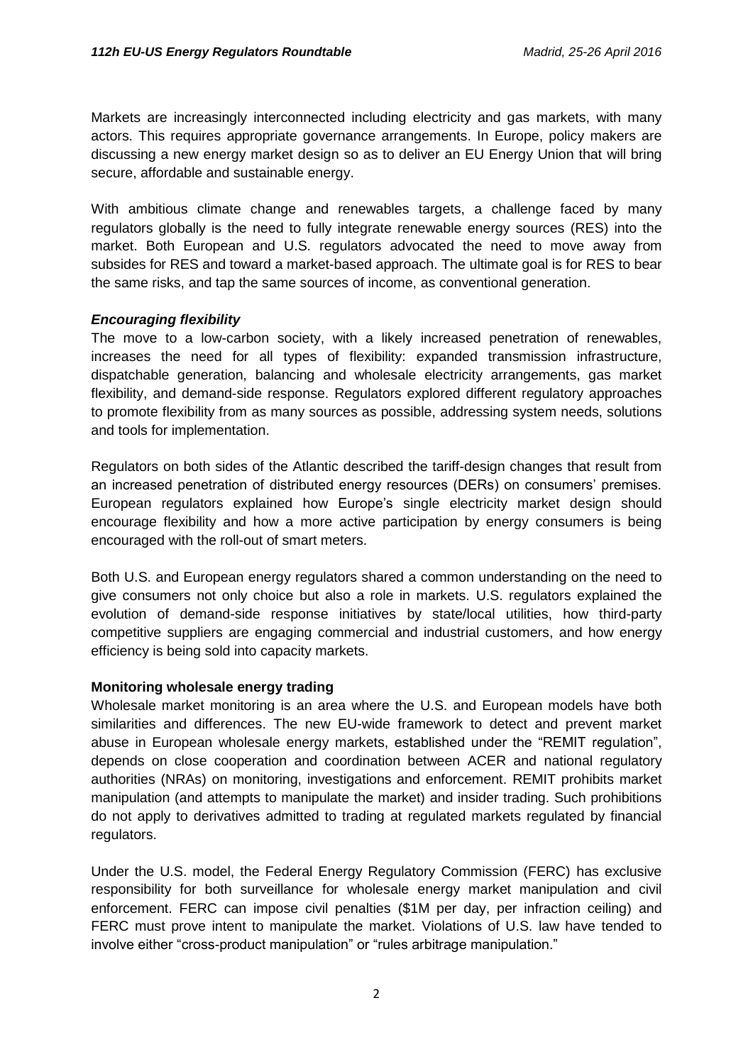Markets are increasingly interconnected including electricity and gas markets, with many actors. This requires appropriate governance arrangements. In Europe, policy makers are discussing a new energy market design so as to deliver an EU Energy Union that will bring secure, affordable and sustainable energy.

With ambitious climate change and renewables targets, a challenge faced by many regulators globally is the need to fully integrate renewable energy sources (RES) into the market. Both European and U.S. regulators advocated the need to move away from subsides for RES and toward a market-based approach. The ultimate goal is for RES to bear the same risks, and tap the same sources of income, as conventional generation.

### *Encouraging flexibility*

The move to a low-carbon society, with a likely increased penetration of renewables, increases the need for all types of flexibility: expanded transmission infrastructure, dispatchable generation, balancing and wholesale electricity arrangements, gas market flexibility, and demand-side response. Regulators explored different regulatory approaches to promote flexibility from as many sources as possible, addressing system needs, solutions and tools for implementation.

Regulators on both sides of the Atlantic described the tariff-design changes that result from an increased penetration of distributed energy resources (DERs) on consumers' premises. European regulators explained how Europe's single electricity market design should encourage flexibility and how a more active participation by energy consumers is being encouraged with the roll-out of smart meters.

Both U.S. and European energy regulators shared a common understanding on the need to give consumers not only choice but also a role in markets. U.S. regulators explained the evolution of demand-side response initiatives by state/local utilities, how third-party competitive suppliers are engaging commercial and industrial customers, and how energy efficiency is being sold into capacity markets.

### **Monitoring wholesale energy trading**

Wholesale market monitoring is an area where the U.S. and European models have both similarities and differences. The new EU-wide framework to detect and prevent market abuse in European wholesale energy markets, established under the "REMIT regulation", depends on close cooperation and coordination between ACER and national regulatory authorities (NRAs) on monitoring, investigations and enforcement. REMIT prohibits market manipulation (and attempts to manipulate the market) and insider trading. Such prohibitions do not apply to derivatives admitted to trading at regulated markets regulated by financial regulators.

Under the U.S. model, the Federal Energy Regulatory Commission (FERC) has exclusive responsibility for both surveillance for wholesale energy market manipulation and civil enforcement. FERC can impose civil penalties ($1M per day, per infraction ceiling) and FERC must prove intent to manipulate the market. Violations of U.S. law have tended to involve either "cross-product manipulation" or "rules arbitrage manipulation."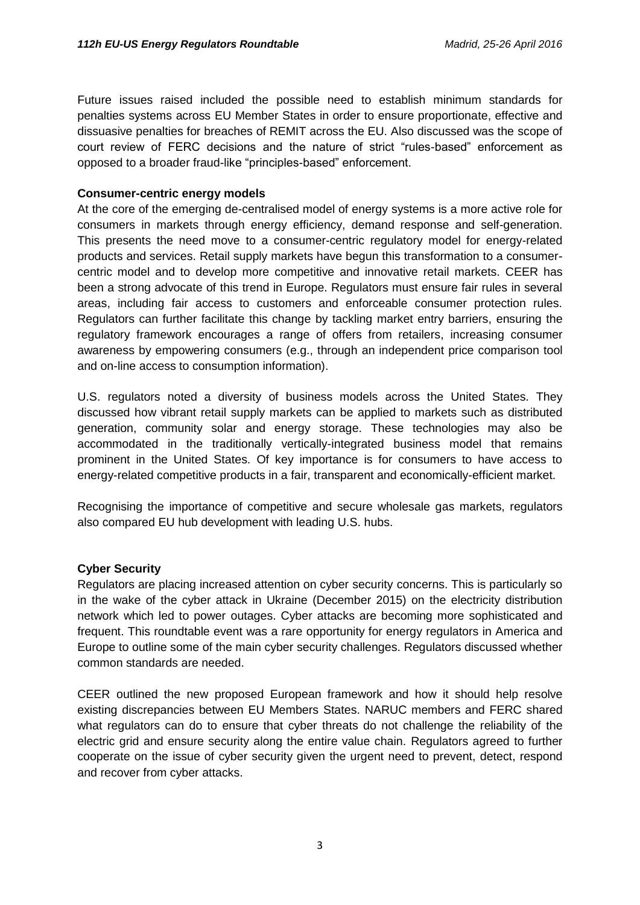Future issues raised included the possible need to establish minimum standards for penalties systems across EU Member States in order to ensure proportionate, effective and dissuasive penalties for breaches of REMIT across the EU. Also discussed was the scope of court review of FERC decisions and the nature of strict "rules-based" enforcement as opposed to a broader fraud-like "principles-based" enforcement.

**Consumer-centric energy models**

At the core of the emerging de-centralised model of energy systems is a more active role for consumers in markets through energy efficiency, demand response and self-generation. This presents the need move to a consumer-centric regulatory model for energy-related products and services. Retail supply markets have begun this transformation to a consumer-centric model and to develop more competitive and innovative retail markets. CEER has been a strong advocate of this trend in Europe. Regulators must ensure fair rules in several areas, including fair access to customers and enforceable consumer protection rules. Regulators can further facilitate this change by tackling market entry barriers, ensuring the regulatory framework encourages a range of offers from retailers, increasing consumer awareness by empowering consumers (e.g., through an independent price comparison tool and on-line access to consumption information).

U.S. regulators noted a diversity of business models across the United States. They discussed how vibrant retail supply markets can be applied to markets such as distributed generation, community solar and energy storage. These technologies may also be accommodated in the traditionally vertically-integrated business model that remains prominent in the United States. Of key importance is for consumers to have access to energy-related competitive products in a fair, transparent and economically-efficient market.

Recognising the importance of competitive and secure wholesale gas markets, regulators also compared EU hub development with leading U.S. hubs.

**Cyber Security**

Regulators are placing increased attention on cyber security concerns. This is particularly so in the wake of the cyber attack in Ukraine (December 2015) on the electricity distribution network which led to power outages. Cyber attacks are becoming more sophisticated and frequent. This roundtable event was a rare opportunity for energy regulators in America and Europe to outline some of the main cyber security challenges. Regulators discussed whether common standards are needed.

CEER outlined the new proposed European framework and how it should help resolve existing discrepancies between EU Members States. NARUC members and FERC shared what regulators can do to ensure that cyber threats do not challenge the reliability of the electric grid and ensure security along the entire value chain. Regulators agreed to further cooperate on the issue of cyber security given the urgent need to prevent, detect, respond and recover from cyber attacks.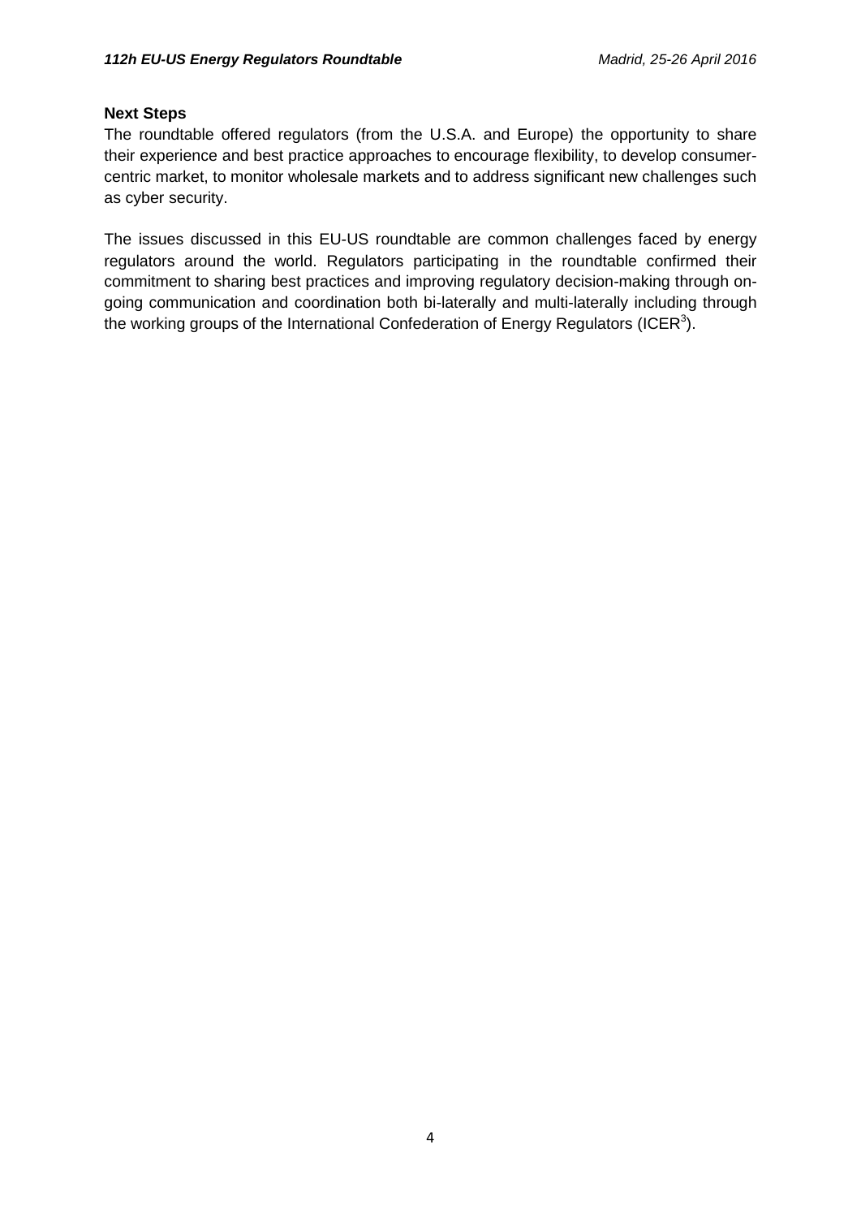**Next Steps**

The roundtable offered regulators (from the U.S.A. and Europe) the opportunity to share their experience and best practice approaches to encourage flexibility, to develop consumer-centric market, to monitor wholesale markets and to address significant new challenges such as cyber security.

The issues discussed in this EU-US roundtable are common challenges faced by energy regulators around the world. Regulators participating in the roundtable confirmed their commitment to sharing best practices and improving regulatory decision-making through on-going communication and coordination both bi-laterally and multi-laterally including through the working groups of the International Confederation of Energy Regulators (ICER[3]).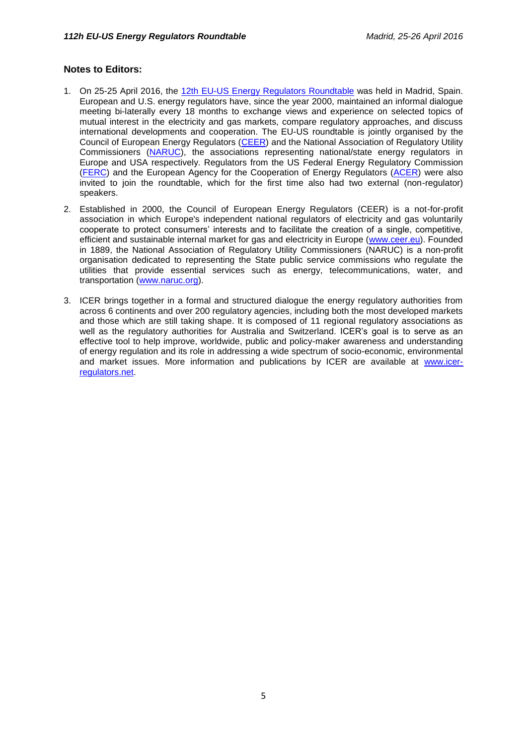## Notes to Editors:

1. On 25-25 April 2016, the [12th EU-US Energy Regulators Roundtable](#) was held in Madrid, Spain. European and U.S. energy regulators have, since the year 2000, maintained an informal dialogue meeting bi-laterally every 18 months to exchange views and experience on selected topics of mutual interest in the electricity and gas markets, compare regulatory approaches, and discuss international developments and cooperation. The EU-US roundtable is jointly organised by the Council of European Energy Regulators ([CEER](#)) and the National Association of Regulatory Utility Commissioners ([NARUC](#)), the associations representing national/state energy regulators in Europe and USA respectively. Regulators from the US Federal Energy Regulatory Commission ([FERC](#)) and the European Agency for the Cooperation of Energy Regulators ([ACER](#)) were also invited to join the roundtable, which for the first time also had two external (non-regulator) speakers.

2. Established in 2000, the Council of European Energy Regulators (CEER) is a not-for-profit association in which Europe's independent national regulators of electricity and gas voluntarily cooperate to protect consumers' interests and to facilitate the creation of a single, competitive, efficient and sustainable internal market for gas and electricity in Europe ([www.ceer.eu](http://www.ceer.eu)). Founded in 1889, the National Association of Regulatory Utility Commissioners (NARUC) is a non-profit organisation dedicated to representing the State public service commissions who regulate the utilities that provide essential services such as energy, telecommunications, water, and transportation ([www.naruc.org](http://www.naruc.org)).

3. ICER brings together in a formal and structured dialogue the energy regulatory authorities from across 6 continents and over 200 regulatory agencies, including both the most developed markets and those which are still taking shape. It is composed of 11 regional regulatory associations as well as the regulatory authorities for Australia and Switzerland. ICER's goal is to serve as an effective tool to help improve, worldwide, public and policy-maker awareness and understanding of energy regulation and its role in addressing a wide spectrum of socio-economic, environmental and market issues. More information and publications by ICER are available at [www.icer-regulators.net](http://www.icer-regulators.net).